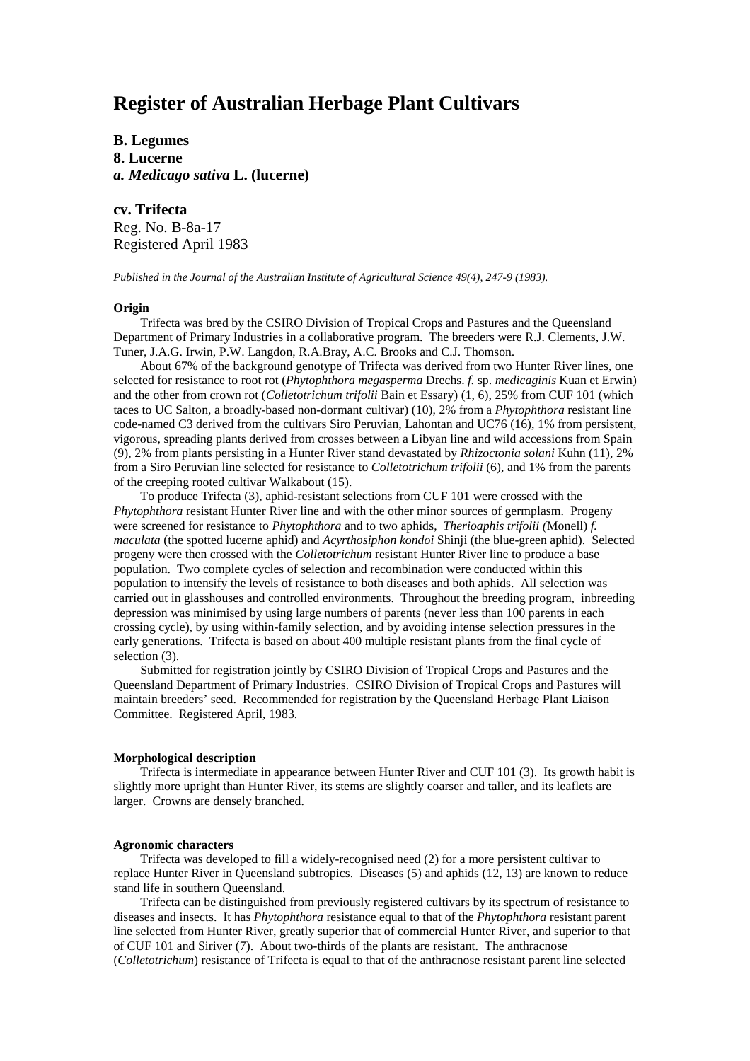# Register of Australian Herbage Plant Cultivars

**B. Legumes**
**8. Lucerne**
***a. Medicago sativa* L. (lucerne)**

**cv. Trifecta**
Reg. No. B-8a-17
Registered April 1983

*Published in the Journal of the Australian Institute of Agricultural Science 49(4), 247-9 (1983).*

**Origin**

Trifecta was bred by the CSIRO Division of Tropical Crops and Pastures and the Queensland Department of Primary Industries in a collaborative program. The breeders were R.J. Clements, J.W. Tuner, J.A.G. Irwin, P.W. Langdon, R.A.Bray, A.C. Brooks and C.J. Thomson.

About 67% of the background genotype of Trifecta was derived from two Hunter River lines, one selected for resistance to root rot (*Phytophthora megasperma* Drechs. *f.* sp. *medicaginis* Kuan et Erwin) and the other from crown rot (*Colletotrichum trifolii* Bain et Essary) (1, 6), 25% from CUF 101 (which taces to UC Salton, a broadly-based non-dormant cultivar) (10), 2% from a *Phytophthora* resistant line code-named C3 derived from the cultivars Siro Peruvian, Lahontan and UC76 (16), 1% from persistent, vigorous, spreading plants derived from crosses between a Libyan line and wild accessions from Spain (9), 2% from plants persisting in a Hunter River stand devastated by *Rhizoctonia solani* Kuhn (11), 2% from a Siro Peruvian line selected for resistance to *Colletotrichum trifolii* (6), and 1% from the parents of the creeping rooted cultivar Walkabout (15).

To produce Trifecta (3), aphid-resistant selections from CUF 101 were crossed with the *Phytophthora* resistant Hunter River line and with the other minor sources of germplasm. Progeny were screened for resistance to *Phytophthora* and to two aphids, *Therioaphis trifolii (*Monell) *f. maculata* (the spotted lucerne aphid) and *Acyrthosiphon kondoi* Shinji (the blue-green aphid). Selected progeny were then crossed with the *Colletotrichum* resistant Hunter River line to produce a base population. Two complete cycles of selection and recombination were conducted within this population to intensify the levels of resistance to both diseases and both aphids. All selection was carried out in glasshouses and controlled environments. Throughout the breeding program, inbreeding depression was minimised by using large numbers of parents (never less than 100 parents in each crossing cycle), by using within-family selection, and by avoiding intense selection pressures in the early generations. Trifecta is based on about 400 multiple resistant plants from the final cycle of selection (3).

Submitted for registration jointly by CSIRO Division of Tropical Crops and Pastures and the Queensland Department of Primary Industries. CSIRO Division of Tropical Crops and Pastures will maintain breeders' seed. Recommended for registration by the Queensland Herbage Plant Liaison Committee. Registered April, 1983.

**Morphological description**

Trifecta is intermediate in appearance between Hunter River and CUF 101 (3). Its growth habit is slightly more upright than Hunter River, its stems are slightly coarser and taller, and its leaflets are larger. Crowns are densely branched.

**Agronomic characters**

Trifecta was developed to fill a widely-recognised need (2) for a more persistent cultivar to replace Hunter River in Queensland subtropics. Diseases (5) and aphids (12, 13) are known to reduce stand life in southern Queensland.

Trifecta can be distinguished from previously registered cultivars by its spectrum of resistance to diseases and insects. It has *Phytophthora* resistance equal to that of the *Phytophthora* resistant parent line selected from Hunter River, greatly superior that of commercial Hunter River, and superior to that of CUF 101 and Siriver (7). About two-thirds of the plants are resistant. The anthracnose (*Colletotrichum*) resistance of Trifecta is equal to that of the anthracnose resistant parent line selected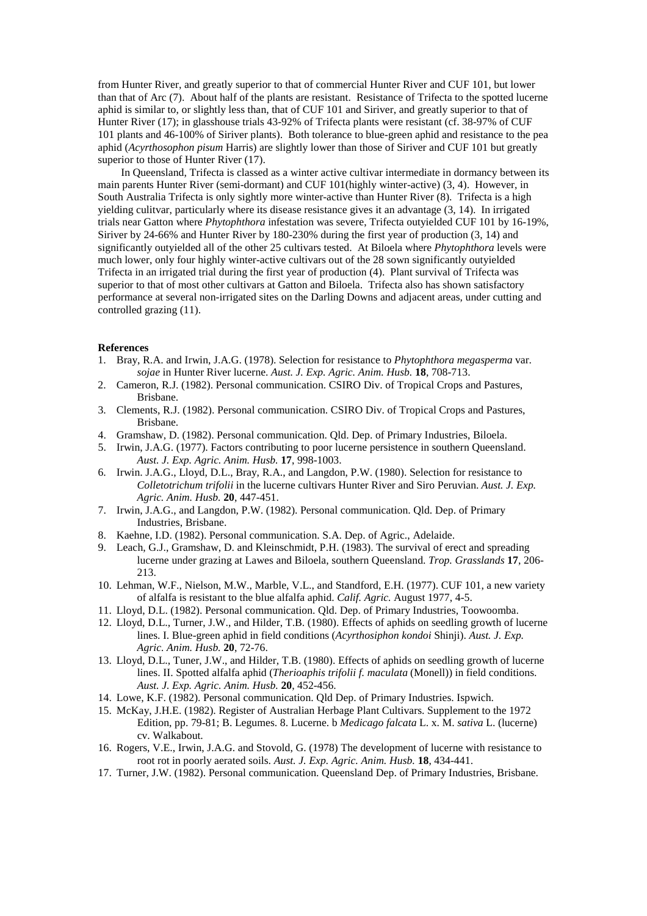from Hunter River, and greatly superior to that of commercial Hunter River and CUF 101, but lower than that of Arc (7). About half of the plants are resistant. Resistance of Trifecta to the spotted lucerne aphid is similar to, or slightly less than, that of CUF 101 and Siriver, and greatly superior to that of Hunter River (17); in glasshouse trials 43-92% of Trifecta plants were resistant (cf. 38-97% of CUF 101 plants and 46-100% of Siriver plants). Both tolerance to blue-green aphid and resistance to the pea aphid (*Acyrthosophon pisum* Harris) are slightly lower than those of Siriver and CUF 101 but greatly superior to those of Hunter River (17).

In Queensland, Trifecta is classed as a winter active cultivar intermediate in dormancy between its main parents Hunter River (semi-dormant) and CUF 101(highly winter-active) (3, 4). However, in South Australia Trifecta is only sightly more winter-active than Hunter River (8). Trifecta is a high yielding culitvar, particularly where its disease resistance gives it an advantage (3, 14). In irrigated trials near Gatton where *Phytophthora* infestation was severe, Trifecta outyielded CUF 101 by 16-19%, Siriver by 24-66% and Hunter River by 180-230% during the first year of production (3, 14) and significantly outyielded all of the other 25 cultivars tested. At Biloela where *Phytophthora* levels were much lower, only four highly winter-active cultivars out of the 28 sown significantly outyielded Trifecta in an irrigated trial during the first year of production (4). Plant survival of Trifecta was superior to that of most other cultivars at Gatton and Biloela. Trifecta also has shown satisfactory performance at several non-irrigated sites on the Darling Downs and adjacent areas, under cutting and controlled grazing (11).

**References**

1. Bray, R.A. and Irwin, J.A.G. (1978). Selection for resistance to *Phytophthora megasperma* var. *sojae* in Hunter River lucerne. *Aust. J. Exp. Agric. Anim. Husb.* **18**, 708-713.
2. Cameron, R.J. (1982). Personal communication. CSIRO Div. of Tropical Crops and Pastures, Brisbane.
3. Clements, R.J. (1982). Personal communication. CSIRO Div. of Tropical Crops and Pastures, Brisbane.
4. Gramshaw, D. (1982). Personal communication. Qld. Dep. of Primary Industries, Biloela.
5. Irwin, J.A.G. (1977). Factors contributing to poor lucerne persistence in southern Queensland. *Aust. J. Exp. Agric. Anim. Husb.* **17**, 998-1003.
6. Irwin. J.A.G., Lloyd, D.L., Bray, R.A., and Langdon, P.W. (1980). Selection for resistance to *Colletotrichum trifolii* in the lucerne cultivars Hunter River and Siro Peruvian. *Aust. J. Exp. Agric. Anim. Husb.* **20**, 447-451.
7. Irwin, J.A.G., and Langdon, P.W. (1982). Personal communication. Qld. Dep. of Primary Industries, Brisbane.
8. Kaehne, I.D. (1982). Personal communication. S.A. Dep. of Agric., Adelaide.
9. Leach, G.J., Gramshaw, D. and Kleinschmidt, P.H. (1983). The survival of erect and spreading lucerne under grazing at Lawes and Biloela, southern Queensland. *Trop. Grasslands* **17**, 206-213.
10. Lehman, W.F., Nielson, M.W., Marble, V.L., and Standford, E.H. (1977). CUF 101, a new variety of alfalfa is resistant to the blue alfalfa aphid. *Calif. Agric.* August 1977, 4-5.
11. Lloyd, D.L. (1982). Personal communication. Qld. Dep. of Primary Industries, Toowoomba.
12. Lloyd, D.L., Turner, J.W., and Hilder, T.B. (1980). Effects of aphids on seedling growth of lucerne lines. I. Blue-green aphid in field conditions (*Acyrthosiphon kondoi* Shinji). *Aust. J. Exp. Agric. Anim. Husb.* **20**, 72-76.
13. Lloyd, D.L., Tuner, J.W., and Hilder, T.B. (1980). Effects of aphids on seedling growth of lucerne lines. II. Spotted alfalfa aphid (*Therioaphis trifolii f. maculata* (Monell)) in field conditions. *Aust. J. Exp. Agric. Anim. Husb.* **20**, 452-456.
14. Lowe, K.F. (1982). Personal communication. Qld Dep. of Primary Industries. Ispwich.
15. McKay, J.H.E. (1982). Register of Australian Herbage Plant Cultivars. Supplement to the 1972 Edition, pp. 79-81; B. Legumes. 8. Lucerne. b *Medicago falcata* L. x. M. *sativa* L. (lucerne) cv. Walkabout.
16. Rogers, V.E., Irwin, J.A.G. and Stovold, G. (1978) The development of lucerne with resistance to root rot in poorly aerated soils. *Aust. J. Exp. Agric. Anim. Husb.* **18**, 434-441.
17. Turner, J.W. (1982). Personal communication. Queensland Dep. of Primary Industries, Brisbane.